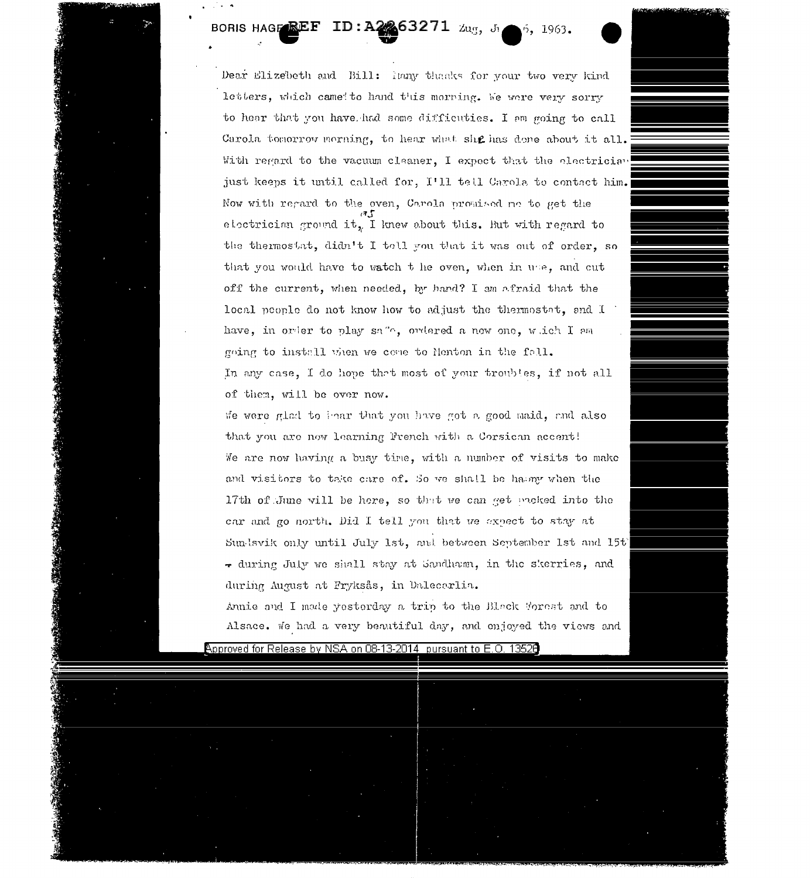BORIS HAGELIN Zug, June 6, 1963.

Dear Elizebeth and Bill: Many thanks for your two very kind letters, which came to hand this morning. We were very sorry to hear that you have had some difficulties. I am going to call Carola tomorrow morning, to hear what she has done about it all. With regard to the vacuum cleaner, I expect that the electrician just keeps it until called for, I'll tell Carola to contact him. Now with regard to the oven, Carola promised me to get the electrician around it, as I knew about this. But with regard to the thermostat, didn't I tell you that it was out of order, so that you would have to watch the oven, when in use, and cut off the current, when needed, by hand? I am afraid that the local people do not know how to adjust the thermostat, and I have, in order to play safe, ordered a new one, which I am going to install when we come to Menton in the fall. In any case, I do hope that most of your troubles, if not all of them, will be over now.

We were glad to hear that you have got a good maid, and also that you are now learning French with a Corsican accent! We are now having a busy time, with a number of visits to make and visitors to take care of. So we shall be happy when the 17th of June will be here, so that we can get packed into the car and go north. Did I tell you that we expect to stay at Sundsvik only until July 1st, and between September 1st and 15th - during July we shall stay at Sandhamn, in the skerries, and during August at Fryksås, in Dalecarlia.

Annie and I made yesterday a trip to the Black Forest and to Alsace. We had a very beautiful day, and enjoyed the views and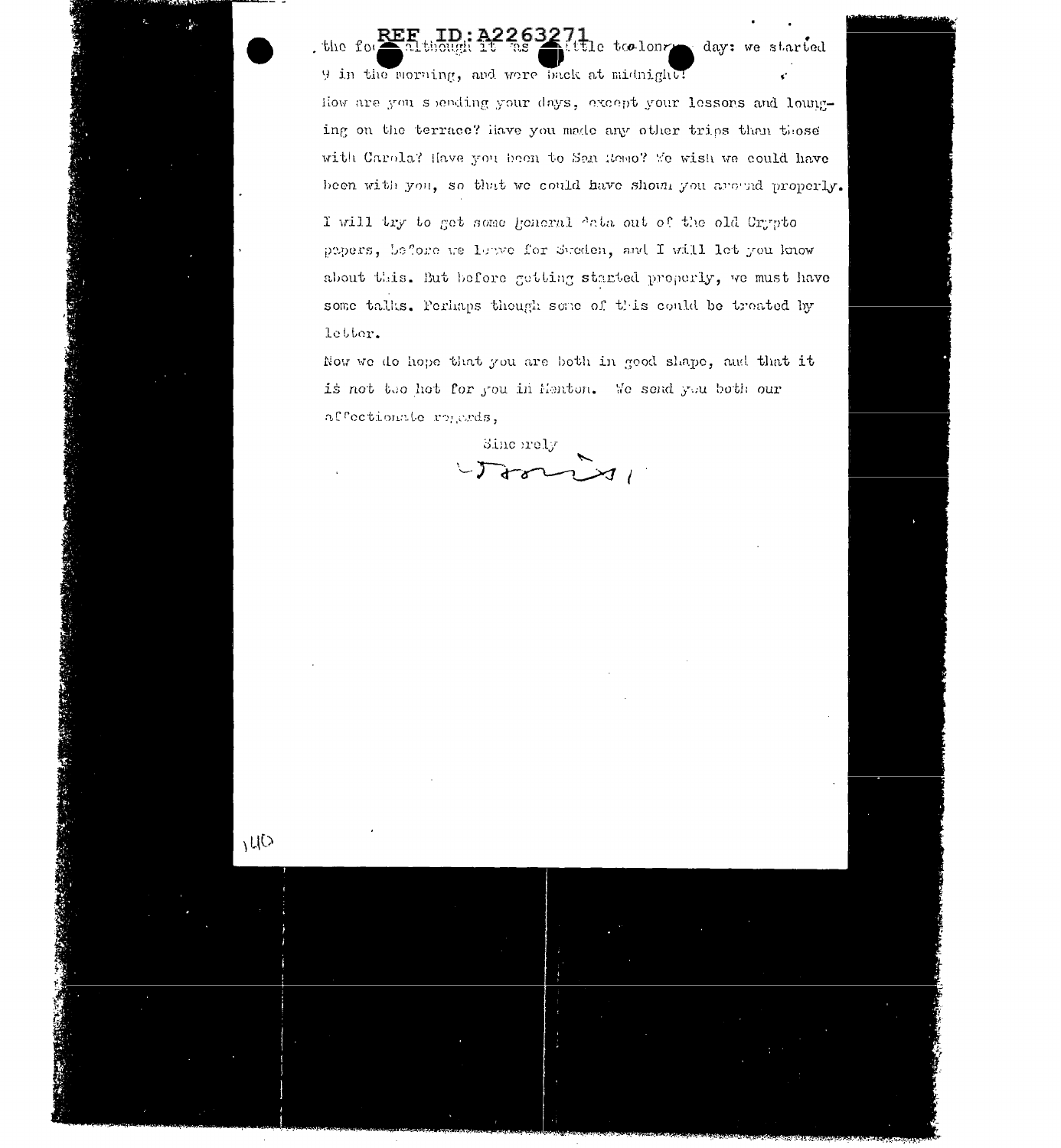the fo[...] although it was [...] little too long [...] day: we started 9 in the morning, and were back at midnight!

How are you spending your days, except your lessons and lounging on the terrace? Have you made any other trips than those with Carola? Have you been to San Remo? We wish we could have been with you, so that we could have shown you around properly.

I will try to get some general data out of the old Crypto papers, before we leave for Sweden, and I will let you know about this. But before getting started properly, we must have some talks. Perhaps though some of this could be treated by letter.

Now we do hope that you are both in good shape, and that it is not too hot for you in Menton. We send you both our affectionate regards,

Sincerely

Boris